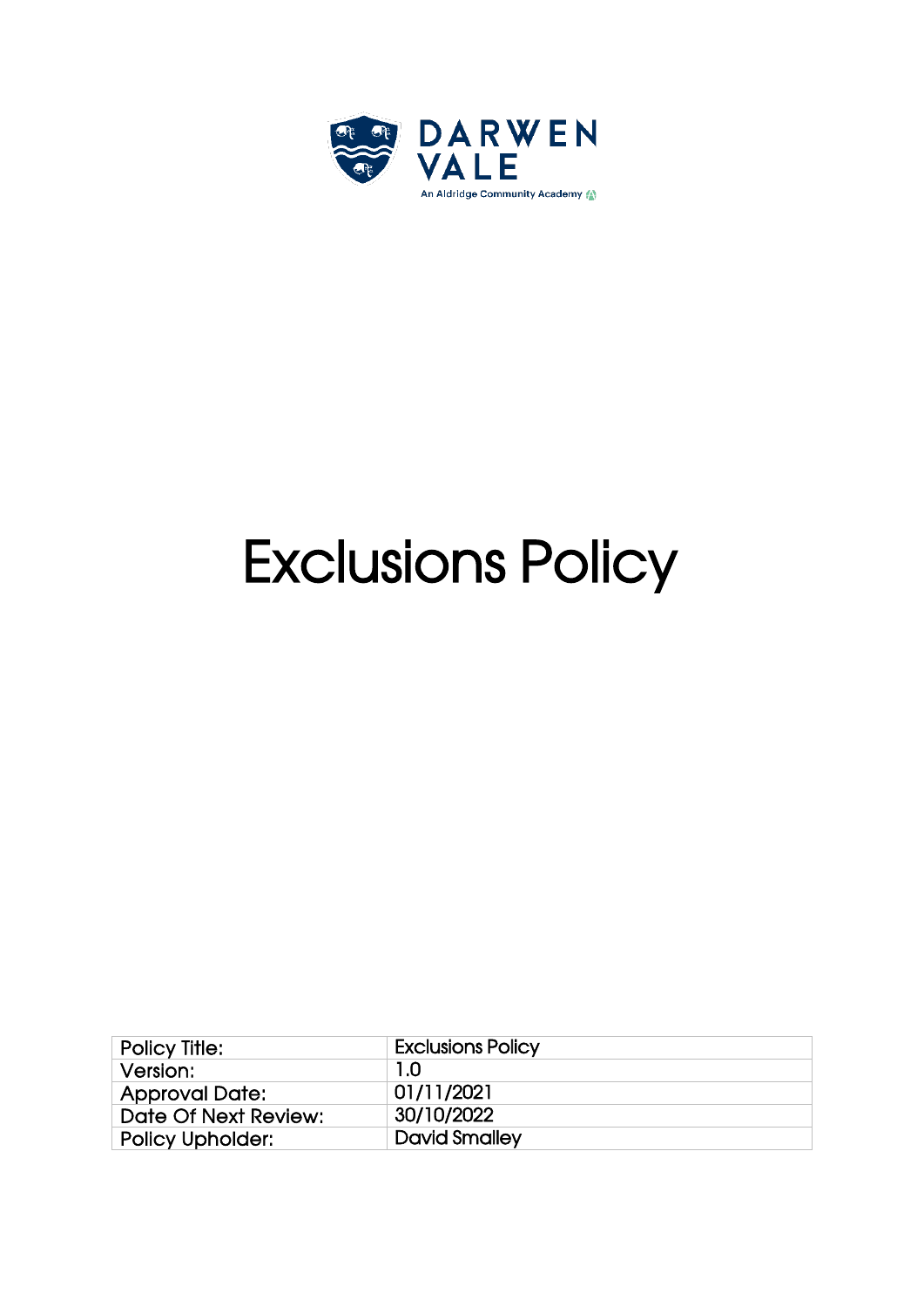DARWEN VALE

An Aldridge Community Academy

# Exclusions Policy

| Policy Title: | Exclusions Policy |
| --- | --- |
| Version: | 1.0 |
| Approval Date: | 01/11/2021 |
| Date Of Next Review: | 30/10/2022 |
| Policy Upholder: | David Smalley |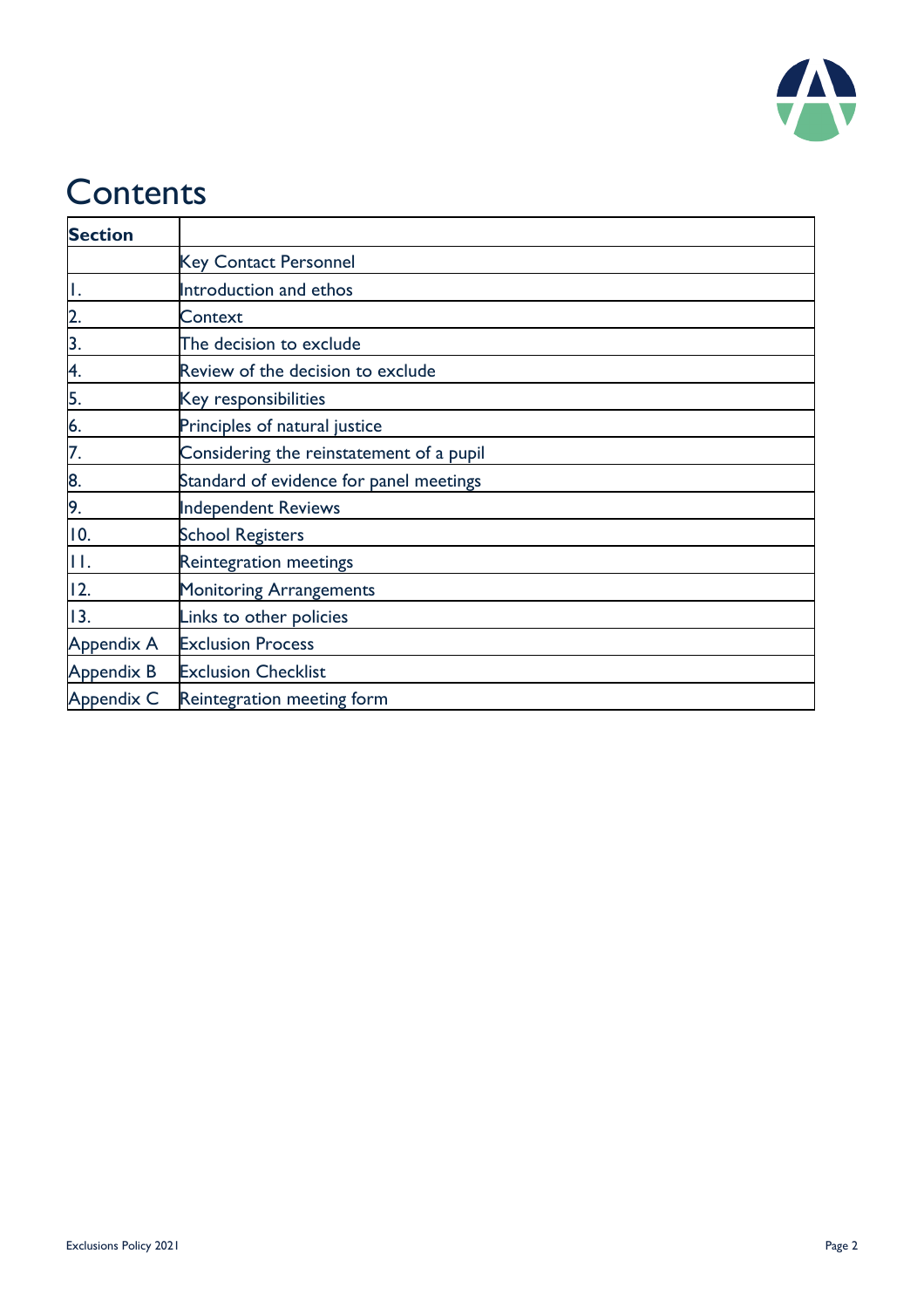# Contents

| Section | |
|---|---|
| | Key Contact Personnel |
| 1. | Introduction and ethos |
| 2. | Context |
| 3. | The decision to exclude |
| 4. | Review of the decision to exclude |
| 5. | Key responsibilities |
| 6. | Principles of natural justice |
| 7. | Considering the reinstatement of a pupil |
| 8. | Standard of evidence for panel meetings |
| 9. | Independent Reviews |
| 10. | School Registers |
| 11. | Reintegration meetings |
| 12. | Monitoring Arrangements |
| 13. | Links to other policies |
| Appendix A | Exclusion Process |
| Appendix B | Exclusion Checklist |
| Appendix C | Reintegration meeting form |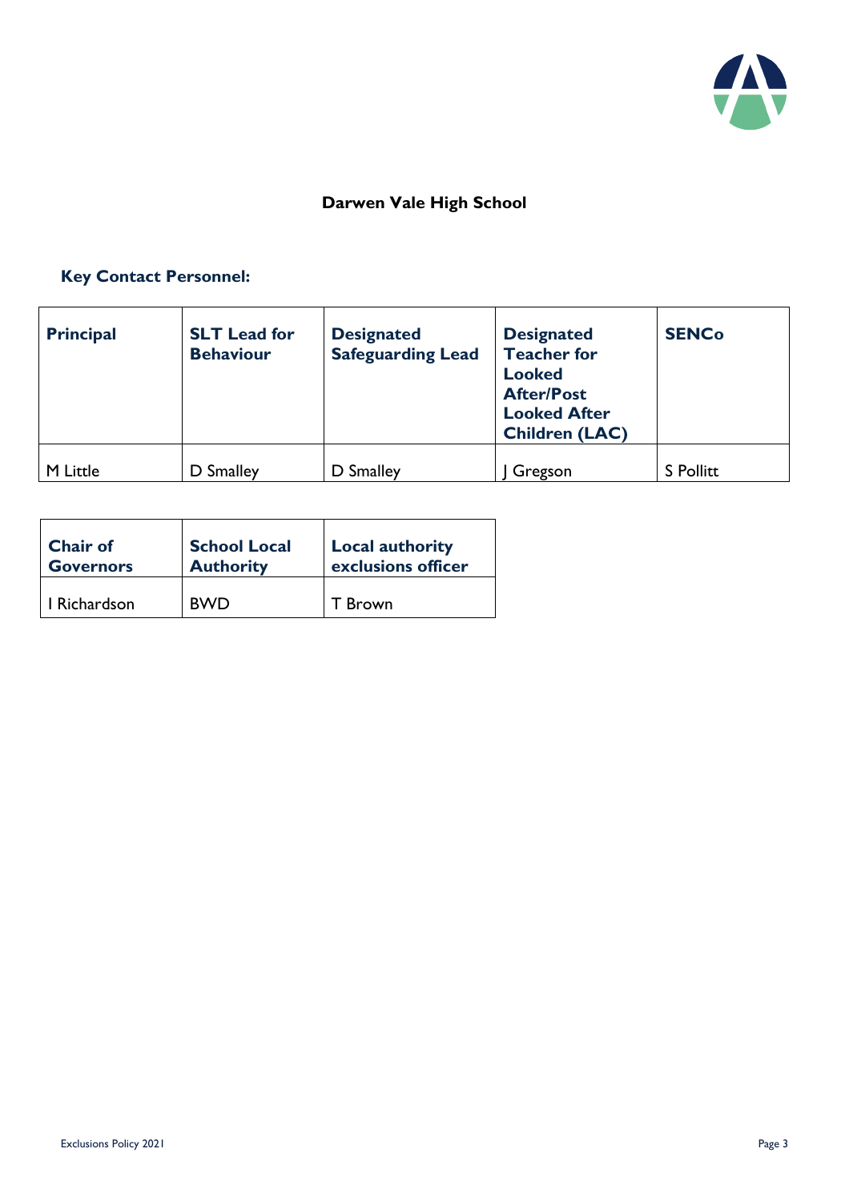## Darwen Vale High School

### Key Contact Personnel:

| Principal | SLT Lead for Behaviour | Designated Safeguarding Lead | Designated Teacher for Looked After/Post Looked After Children (LAC) | SENCo |
|---|---|---|---|---|
| M Little | D Smalley | D Smalley | J Gregson | S Pollitt |

| Chair of Governors | School Local Authority | Local authority exclusions officer |
|---|---|---|
| I Richardson | BWD | T Brown |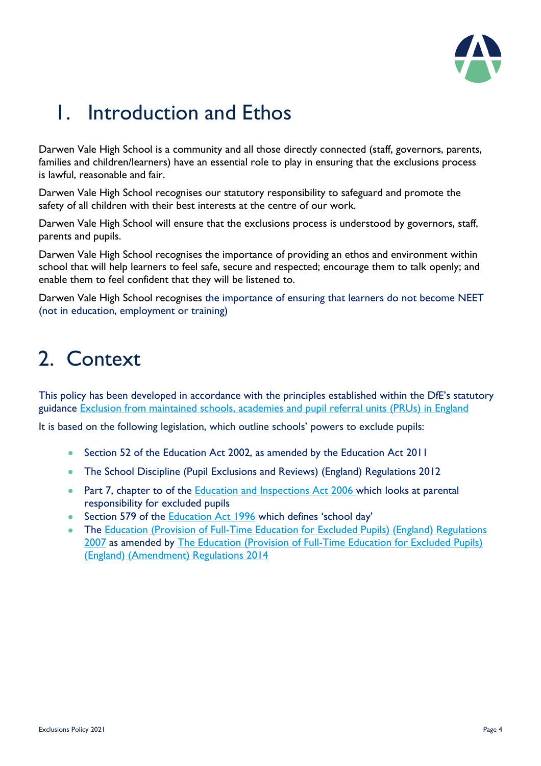# 1. Introduction and Ethos

Darwen Vale High School is a community and all those directly connected (staff, governors, parents, families and children/learners) have an essential role to play in ensuring that the exclusions process is lawful, reasonable and fair.

Darwen Vale High School recognises our statutory responsibility to safeguard and promote the safety of all children with their best interests at the centre of our work.

Darwen Vale High School will ensure that the exclusions process is understood by governors, staff, parents and pupils.

Darwen Vale High School recognises the importance of providing an ethos and environment within school that will help learners to feel safe, secure and respected; encourage them to talk openly; and enable them to feel confident that they will be listened to.

Darwen Vale High School recognises the importance of ensuring that learners do not become NEET (not in education, employment or training)

# 2. Context

This policy has been developed in accordance with the principles established within the DfE's statutory guidance Exclusion from maintained schools, academies and pupil referral units (PRUs) in England

It is based on the following legislation, which outline schools' powers to exclude pupils:

- Section 52 of the Education Act 2002, as amended by the Education Act 2011
- The School Discipline (Pupil Exclusions and Reviews) (England) Regulations 2012
- Part 7, chapter to of the Education and Inspections Act 2006 which looks at parental responsibility for excluded pupils
- Section 579 of the Education Act 1996 which defines 'school day'
- The Education (Provision of Full-Time Education for Excluded Pupils) (England) Regulations 2007 as amended by The Education (Provision of Full-Time Education for Excluded Pupils) (England) (Amendment) Regulations 2014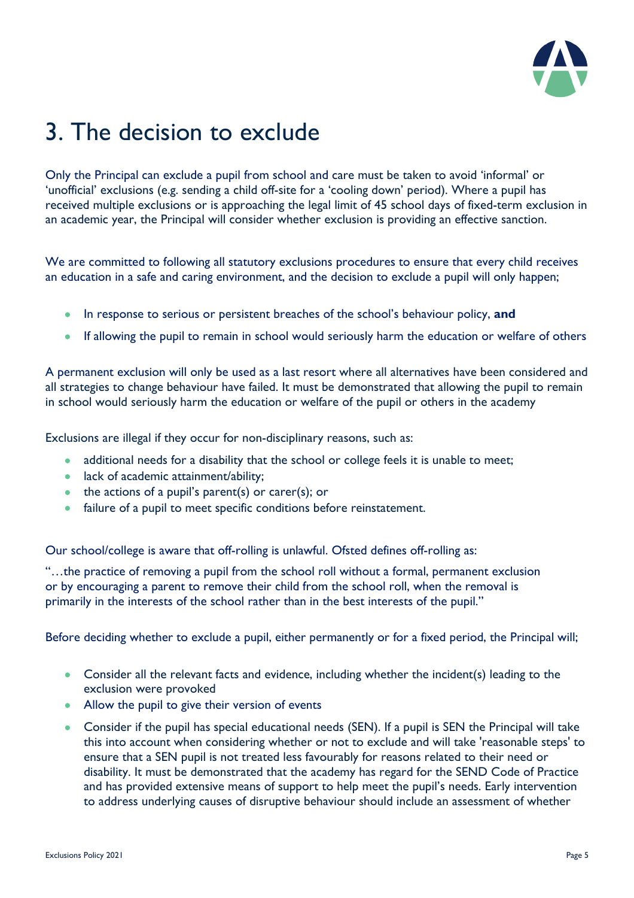# 3. The decision to exclude

Only the Principal can exclude a pupil from school and care must be taken to avoid 'informal' or 'unofficial' exclusions (e.g. sending a child off-site for a 'cooling down' period). Where a pupil has received multiple exclusions or is approaching the legal limit of 45 school days of fixed-term exclusion in an academic year, the Principal will consider whether exclusion is providing an effective sanction.

We are committed to following all statutory exclusions procedures to ensure that every child receives an education in a safe and caring environment, and the decision to exclude a pupil will only happen;

- In response to serious or persistent breaches of the school's behaviour policy, **and**
- If allowing the pupil to remain in school would seriously harm the education or welfare of others

A permanent exclusion will only be used as a last resort where all alternatives have been considered and all strategies to change behaviour have failed. It must be demonstrated that allowing the pupil to remain in school would seriously harm the education or welfare of the pupil or others in the academy

Exclusions are illegal if they occur for non-disciplinary reasons, such as:

- additional needs for a disability that the school or college feels it is unable to meet;
- lack of academic attainment/ability;
- the actions of a pupil's parent(s) or carer(s); or
- failure of a pupil to meet specific conditions before reinstatement.

Our school/college is aware that off-rolling is unlawful. Ofsted defines off-rolling as:

"…the practice of removing a pupil from the school roll without a formal, permanent exclusion or by encouraging a parent to remove their child from the school roll, when the removal is primarily in the interests of the school rather than in the best interests of the pupil."

Before deciding whether to exclude a pupil, either permanently or for a fixed period, the Principal will;

- Consider all the relevant facts and evidence, including whether the incident(s) leading to the exclusion were provoked
- Allow the pupil to give their version of events
- Consider if the pupil has special educational needs (SEN). If a pupil is SEN the Principal will take this into account when considering whether or not to exclude and will take 'reasonable steps' to ensure that a SEN pupil is not treated less favourably for reasons related to their need or disability. It must be demonstrated that the academy has regard for the SEND Code of Practice and has provided extensive means of support to help meet the pupil's needs. Early intervention to address underlying causes of disruptive behaviour should include an assessment of whether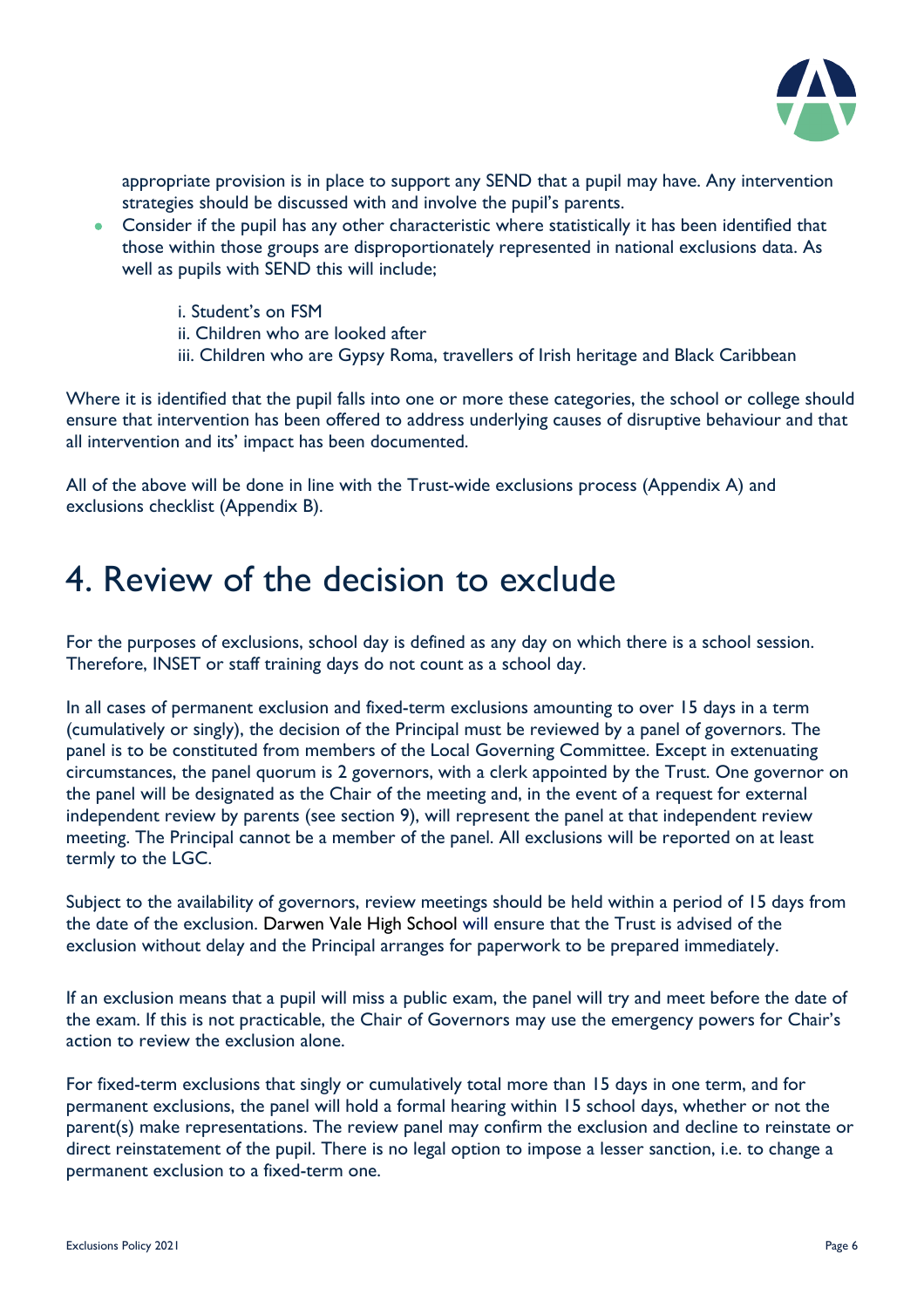appropriate provision is in place to support any SEND that a pupil may have. Any intervention strategies should be discussed with and involve the pupil's parents.

- Consider if the pupil has any other characteristic where statistically it has been identified that those within those groups are disproportionately represented in national exclusions data. As well as pupils with SEND this will include;

  i. Student's on FSM
  ii. Children who are looked after
  iii. Children who are Gypsy Roma, travellers of Irish heritage and Black Caribbean

Where it is identified that the pupil falls into one or more these categories, the school or college should ensure that intervention has been offered to address underlying causes of disruptive behaviour and that all intervention and its' impact has been documented.

All of the above will be done in line with the Trust-wide exclusions process (Appendix A) and exclusions checklist (Appendix B).

# 4. Review of the decision to exclude

For the purposes of exclusions, school day is defined as any day on which there is a school session. Therefore, INSET or staff training days do not count as a school day.

In all cases of permanent exclusion and fixed-term exclusions amounting to over 15 days in a term (cumulatively or singly), the decision of the Principal must be reviewed by a panel of governors. The panel is to be constituted from members of the Local Governing Committee. Except in extenuating circumstances, the panel quorum is 2 governors, with a clerk appointed by the Trust. One governor on the panel will be designated as the Chair of the meeting and, in the event of a request for external independent review by parents (see section 9), will represent the panel at that independent review meeting. The Principal cannot be a member of the panel. All exclusions will be reported on at least termly to the LGC.

Subject to the availability of governors, review meetings should be held within a period of 15 days from the date of the exclusion. Darwen Vale High School will ensure that the Trust is advised of the exclusion without delay and the Principal arranges for paperwork to be prepared immediately.

If an exclusion means that a pupil will miss a public exam, the panel will try and meet before the date of the exam. If this is not practicable, the Chair of Governors may use the emergency powers for Chair's action to review the exclusion alone.

For fixed-term exclusions that singly or cumulatively total more than 15 days in one term, and for permanent exclusions, the panel will hold a formal hearing within 15 school days, whether or not the parent(s) make representations. The review panel may confirm the exclusion and decline to reinstate or direct reinstatement of the pupil. There is no legal option to impose a lesser sanction, i.e. to change a permanent exclusion to a fixed-term one.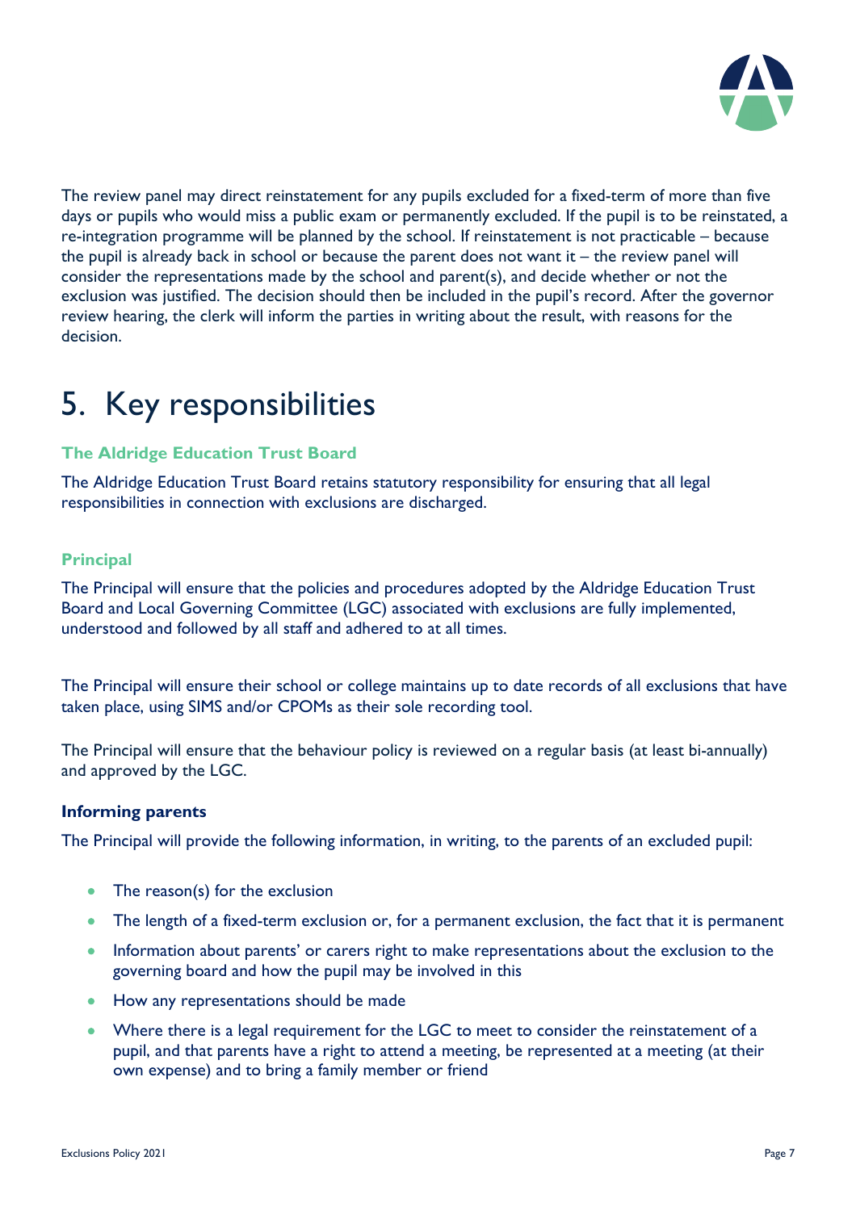The review panel may direct reinstatement for any pupils excluded for a fixed-term of more than five days or pupils who would miss a public exam or permanently excluded. If the pupil is to be reinstated, a re-integration programme will be planned by the school. If reinstatement is not practicable – because the pupil is already back in school or because the parent does not want it – the review panel will consider the representations made by the school and parent(s), and decide whether or not the exclusion was justified. The decision should then be included in the pupil's record. After the governor review hearing, the clerk will inform the parties in writing about the result, with reasons for the decision.

# 5. Key responsibilities

### The Aldridge Education Trust Board

The Aldridge Education Trust Board retains statutory responsibility for ensuring that all legal responsibilities in connection with exclusions are discharged.

### Principal

The Principal will ensure that the policies and procedures adopted by the Aldridge Education Trust Board and Local Governing Committee (LGC) associated with exclusions are fully implemented, understood and followed by all staff and adhered to at all times.

The Principal will ensure their school or college maintains up to date records of all exclusions that have taken place, using SIMS and/or CPOMs as their sole recording tool.

The Principal will ensure that the behaviour policy is reviewed on a regular basis (at least bi-annually) and approved by the LGC.

**Informing parents**

The Principal will provide the following information, in writing, to the parents of an excluded pupil:

- The reason(s) for the exclusion
- The length of a fixed-term exclusion or, for a permanent exclusion, the fact that it is permanent
- Information about parents' or carers right to make representations about the exclusion to the governing board and how the pupil may be involved in this
- How any representations should be made
- Where there is a legal requirement for the LGC to meet to consider the reinstatement of a pupil, and that parents have a right to attend a meeting, be represented at a meeting (at their own expense) and to bring a family member or friend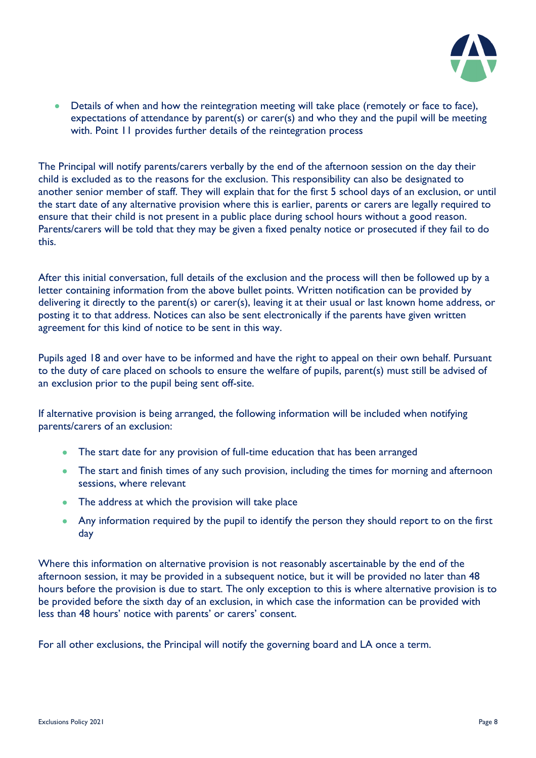- Details of when and how the reintegration meeting will take place (remotely or face to face), expectations of attendance by parent(s) or carer(s) and who they and the pupil will be meeting with. Point 11 provides further details of the reintegration process

The Principal will notify parents/carers verbally by the end of the afternoon session on the day their child is excluded as to the reasons for the exclusion. This responsibility can also be designated to another senior member of staff. They will explain that for the first 5 school days of an exclusion, or until the start date of any alternative provision where this is earlier, parents or carers are legally required to ensure that their child is not present in a public place during school hours without a good reason. Parents/carers will be told that they may be given a fixed penalty notice or prosecuted if they fail to do this.

After this initial conversation, full details of the exclusion and the process will then be followed up by a letter containing information from the above bullet points. Written notification can be provided by delivering it directly to the parent(s) or carer(s), leaving it at their usual or last known home address, or posting it to that address. Notices can also be sent electronically if the parents have given written agreement for this kind of notice to be sent in this way.

Pupils aged 18 and over have to be informed and have the right to appeal on their own behalf. Pursuant to the duty of care placed on schools to ensure the welfare of pupils, parent(s) must still be advised of an exclusion prior to the pupil being sent off-site.

If alternative provision is being arranged, the following information will be included when notifying parents/carers of an exclusion:

- The start date for any provision of full-time education that has been arranged
- The start and finish times of any such provision, including the times for morning and afternoon sessions, where relevant
- The address at which the provision will take place
- Any information required by the pupil to identify the person they should report to on the first day

Where this information on alternative provision is not reasonably ascertainable by the end of the afternoon session, it may be provided in a subsequent notice, but it will be provided no later than 48 hours before the provision is due to start. The only exception to this is where alternative provision is to be provided before the sixth day of an exclusion, in which case the information can be provided with less than 48 hours' notice with parents' or carers' consent.

For all other exclusions, the Principal will notify the governing board and LA once a term.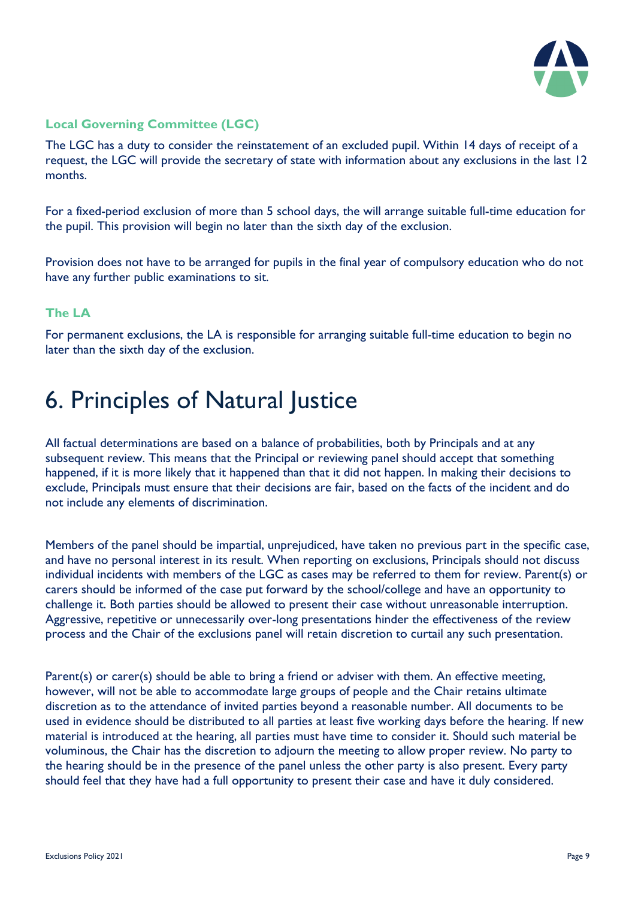### Local Governing Committee (LGC)

The LGC has a duty to consider the reinstatement of an excluded pupil. Within 14 days of receipt of a request, the LGC will provide the secretary of state with information about any exclusions in the last 12 months.

For a fixed-period exclusion of more than 5 school days, the will arrange suitable full-time education for the pupil. This provision will begin no later than the sixth day of the exclusion.

Provision does not have to be arranged for pupils in the final year of compulsory education who do not have any further public examinations to sit.

### The LA

For permanent exclusions, the LA is responsible for arranging suitable full-time education to begin no later than the sixth day of the exclusion.

# 6. Principles of Natural Justice

All factual determinations are based on a balance of probabilities, both by Principals and at any subsequent review. This means that the Principal or reviewing panel should accept that something happened, if it is more likely that it happened than that it did not happen. In making their decisions to exclude, Principals must ensure that their decisions are fair, based on the facts of the incident and do not include any elements of discrimination.

Members of the panel should be impartial, unprejudiced, have taken no previous part in the specific case, and have no personal interest in its result. When reporting on exclusions, Principals should not discuss individual incidents with members of the LGC as cases may be referred to them for review. Parent(s) or carers should be informed of the case put forward by the school/college and have an opportunity to challenge it. Both parties should be allowed to present their case without unreasonable interruption. Aggressive, repetitive or unnecessarily over-long presentations hinder the effectiveness of the review process and the Chair of the exclusions panel will retain discretion to curtail any such presentation.

Parent(s) or carer(s) should be able to bring a friend or adviser with them. An effective meeting, however, will not be able to accommodate large groups of people and the Chair retains ultimate discretion as to the attendance of invited parties beyond a reasonable number. All documents to be used in evidence should be distributed to all parties at least five working days before the hearing. If new material is introduced at the hearing, all parties must have time to consider it. Should such material be voluminous, the Chair has the discretion to adjourn the meeting to allow proper review. No party to the hearing should be in the presence of the panel unless the other party is also present. Every party should feel that they have had a full opportunity to present their case and have it duly considered.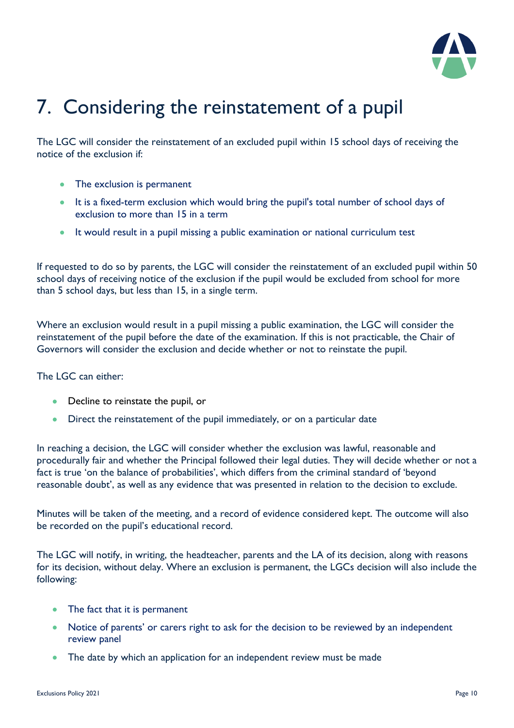# 7. Considering the reinstatement of a pupil

The LGC will consider the reinstatement of an excluded pupil within 15 school days of receiving the notice of the exclusion if:

- The exclusion is permanent
- It is a fixed-term exclusion which would bring the pupil's total number of school days of exclusion to more than 15 in a term
- It would result in a pupil missing a public examination or national curriculum test

If requested to do so by parents, the LGC will consider the reinstatement of an excluded pupil within 50 school days of receiving notice of the exclusion if the pupil would be excluded from school for more than 5 school days, but less than 15, in a single term.

Where an exclusion would result in a pupil missing a public examination, the LGC will consider the reinstatement of the pupil before the date of the examination. If this is not practicable, the Chair of Governors will consider the exclusion and decide whether or not to reinstate the pupil.

The LGC can either:

- Decline to reinstate the pupil, or
- Direct the reinstatement of the pupil immediately, or on a particular date

In reaching a decision, the LGC will consider whether the exclusion was lawful, reasonable and procedurally fair and whether the Principal followed their legal duties. They will decide whether or not a fact is true 'on the balance of probabilities', which differs from the criminal standard of 'beyond reasonable doubt', as well as any evidence that was presented in relation to the decision to exclude.

Minutes will be taken of the meeting, and a record of evidence considered kept. The outcome will also be recorded on the pupil's educational record.

The LGC will notify, in writing, the headteacher, parents and the LA of its decision, along with reasons for its decision, without delay. Where an exclusion is permanent, the LGCs decision will also include the following:

- The fact that it is permanent
- Notice of parents' or carers right to ask for the decision to be reviewed by an independent review panel
- The date by which an application for an independent review must be made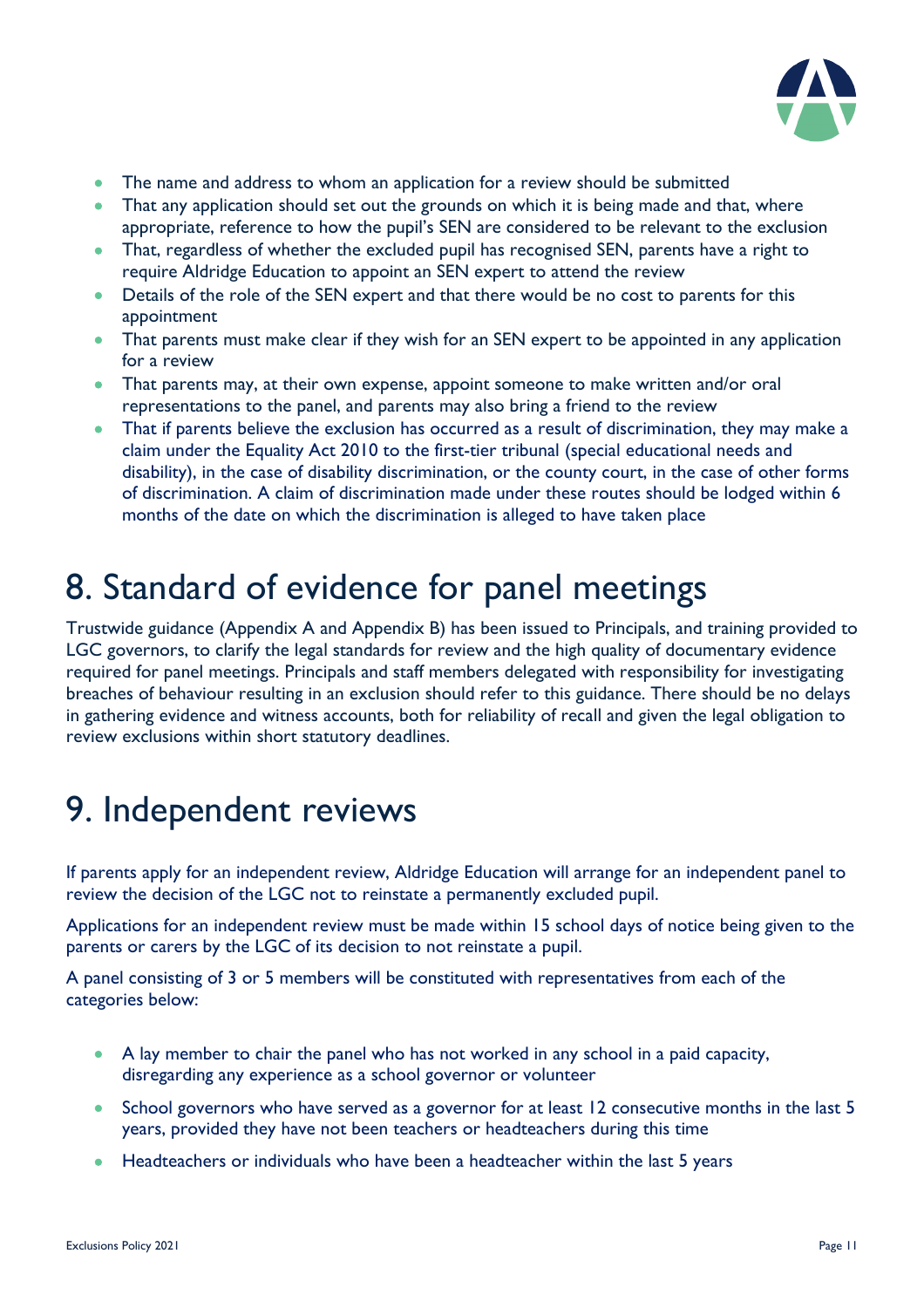- The name and address to whom an application for a review should be submitted
- That any application should set out the grounds on which it is being made and that, where appropriate, reference to how the pupil's SEN are considered to be relevant to the exclusion
- That, regardless of whether the excluded pupil has recognised SEN, parents have a right to require Aldridge Education to appoint an SEN expert to attend the review
- Details of the role of the SEN expert and that there would be no cost to parents for this appointment
- That parents must make clear if they wish for an SEN expert to be appointed in any application for a review
- That parents may, at their own expense, appoint someone to make written and/or oral representations to the panel, and parents may also bring a friend to the review
- That if parents believe the exclusion has occurred as a result of discrimination, they may make a claim under the Equality Act 2010 to the first-tier tribunal (special educational needs and disability), in the case of disability discrimination, or the county court, in the case of other forms of discrimination. A claim of discrimination made under these routes should be lodged within 6 months of the date on which the discrimination is alleged to have taken place

# 8. Standard of evidence for panel meetings

Trustwide guidance (Appendix A and Appendix B) has been issued to Principals, and training provided to LGC governors, to clarify the legal standards for review and the high quality of documentary evidence required for panel meetings. Principals and staff members delegated with responsibility for investigating breaches of behaviour resulting in an exclusion should refer to this guidance. There should be no delays in gathering evidence and witness accounts, both for reliability of recall and given the legal obligation to review exclusions within short statutory deadlines.

# 9. Independent reviews

If parents apply for an independent review, Aldridge Education will arrange for an independent panel to review the decision of the LGC not to reinstate a permanently excluded pupil.

Applications for an independent review must be made within 15 school days of notice being given to the parents or carers by the LGC of its decision to not reinstate a pupil.

A panel consisting of 3 or 5 members will be constituted with representatives from each of the categories below:

- A lay member to chair the panel who has not worked in any school in a paid capacity, disregarding any experience as a school governor or volunteer
- School governors who have served as a governor for at least 12 consecutive months in the last 5 years, provided they have not been teachers or headteachers during this time
- Headteachers or individuals who have been a headteacher within the last 5 years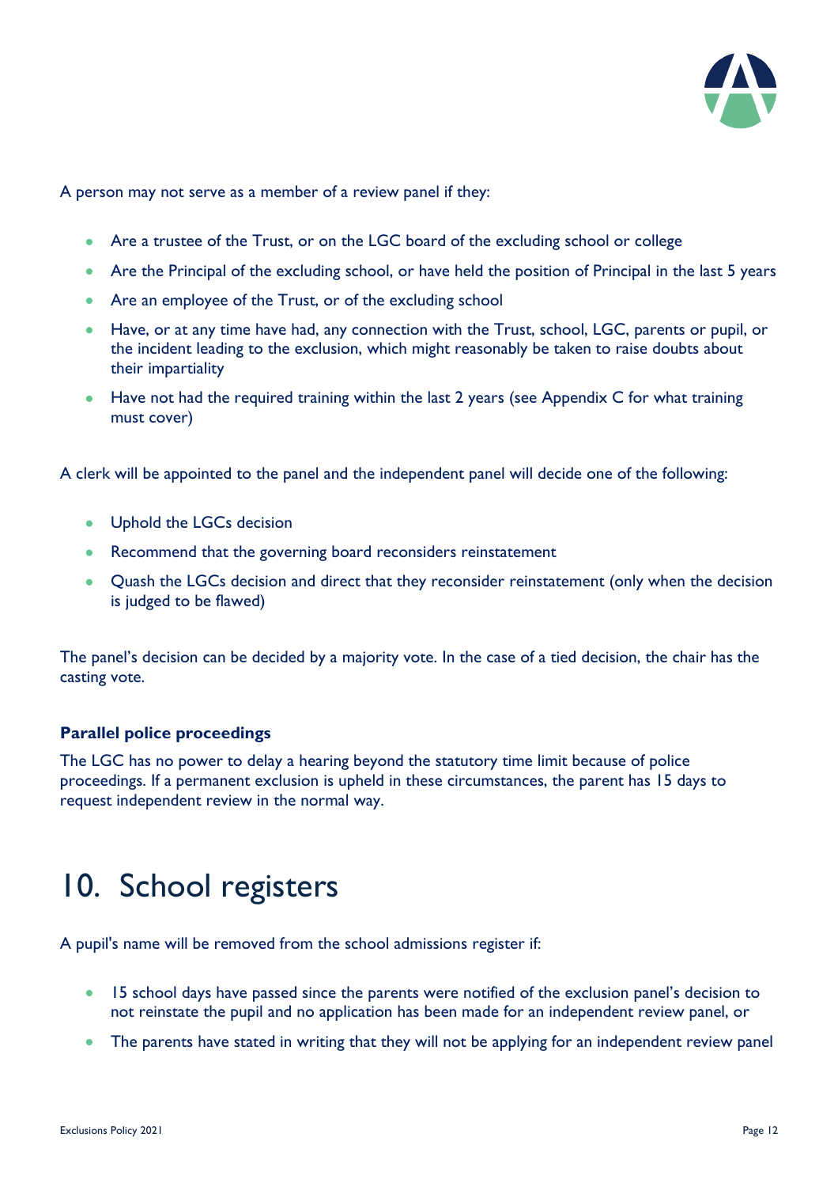A person may not serve as a member of a review panel if they:

- Are a trustee of the Trust, or on the LGC board of the excluding school or college
- Are the Principal of the excluding school, or have held the position of Principal in the last 5 years
- Are an employee of the Trust, or of the excluding school
- Have, or at any time have had, any connection with the Trust, school, LGC, parents or pupil, or the incident leading to the exclusion, which might reasonably be taken to raise doubts about their impartiality
- Have not had the required training within the last 2 years (see Appendix C for what training must cover)

A clerk will be appointed to the panel and the independent panel will decide one of the following:

- Uphold the LGCs decision
- Recommend that the governing board reconsiders reinstatement
- Quash the LGCs decision and direct that they reconsider reinstatement (only when the decision is judged to be flawed)

The panel's decision can be decided by a majority vote. In the case of a tied decision, the chair has the casting vote.

**Parallel police proceedings**

The LGC has no power to delay a hearing beyond the statutory time limit because of police proceedings. If a permanent exclusion is upheld in these circumstances, the parent has 15 days to request independent review in the normal way.

# 10. School registers

A pupil's name will be removed from the school admissions register if:

- 15 school days have passed since the parents were notified of the exclusion panel's decision to not reinstate the pupil and no application has been made for an independent review panel, or
- The parents have stated in writing that they will not be applying for an independent review panel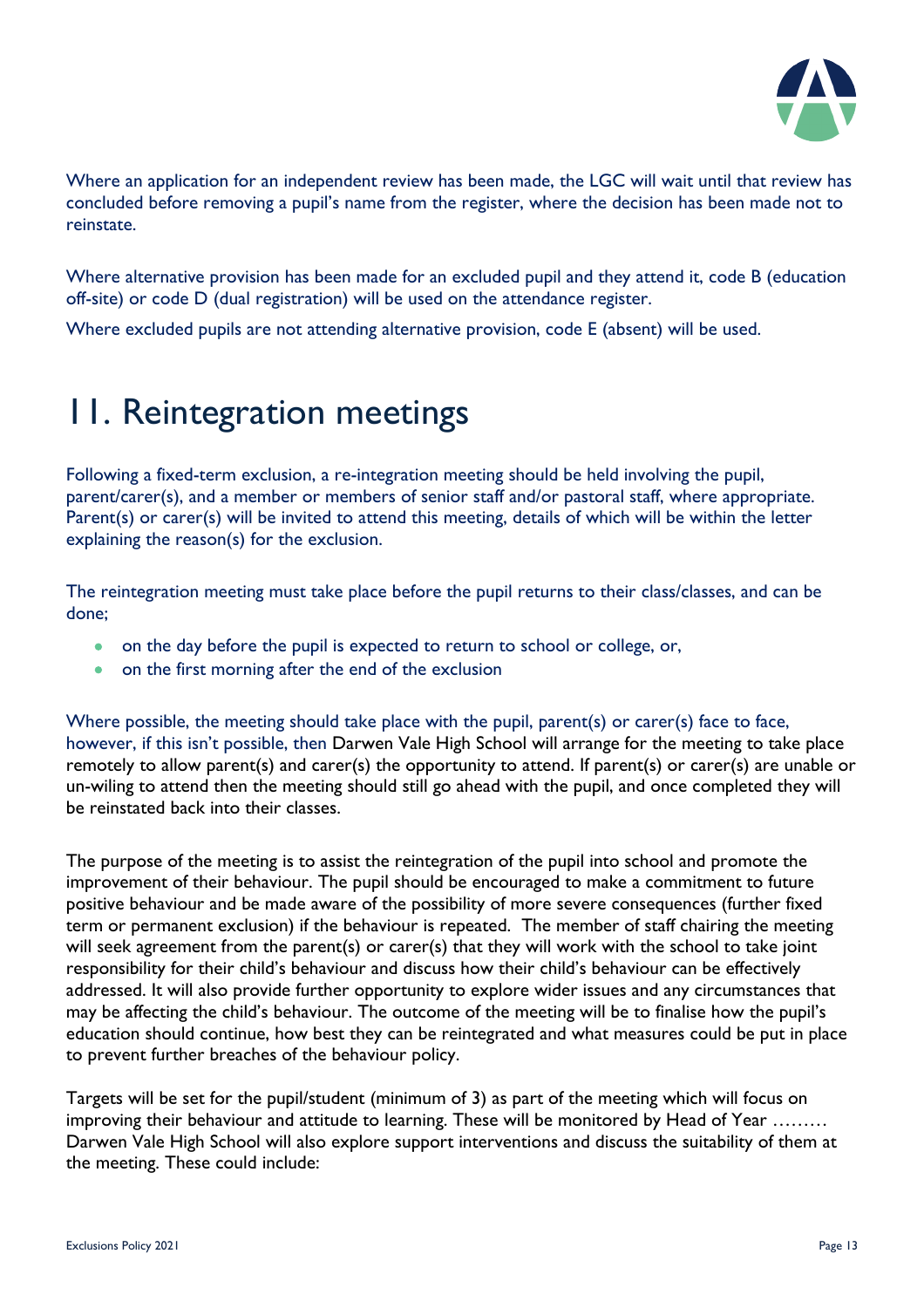Where an application for an independent review has been made, the LGC will wait until that review has concluded before removing a pupil's name from the register, where the decision has been made not to reinstate.

Where alternative provision has been made for an excluded pupil and they attend it, code B (education off-site) or code D (dual registration) will be used on the attendance register.

Where excluded pupils are not attending alternative provision, code E (absent) will be used.

# 11. Reintegration meetings

Following a fixed-term exclusion, a re-integration meeting should be held involving the pupil, parent/carer(s), and a member or members of senior staff and/or pastoral staff, where appropriate. Parent(s) or carer(s) will be invited to attend this meeting, details of which will be within the letter explaining the reason(s) for the exclusion.

The reintegration meeting must take place before the pupil returns to their class/classes, and can be done;

- on the day before the pupil is expected to return to school or college, or,
- on the first morning after the end of the exclusion

Where possible, the meeting should take place with the pupil, parent(s) or carer(s) face to face, however, if this isn't possible, then Darwen Vale High School will arrange for the meeting to take place remotely to allow parent(s) and carer(s) the opportunity to attend. If parent(s) or carer(s) are unable or un-wiling to attend then the meeting should still go ahead with the pupil, and once completed they will be reinstated back into their classes.

The purpose of the meeting is to assist the reintegration of the pupil into school and promote the improvement of their behaviour. The pupil should be encouraged to make a commitment to future positive behaviour and be made aware of the possibility of more severe consequences (further fixed term or permanent exclusion) if the behaviour is repeated. The member of staff chairing the meeting will seek agreement from the parent(s) or carer(s) that they will work with the school to take joint responsibility for their child's behaviour and discuss how their child's behaviour can be effectively addressed. It will also provide further opportunity to explore wider issues and any circumstances that may be affecting the child's behaviour. The outcome of the meeting will be to finalise how the pupil's education should continue, how best they can be reintegrated and what measures could be put in place to prevent further breaches of the behaviour policy.

Targets will be set for the pupil/student (minimum of 3) as part of the meeting which will focus on improving their behaviour and attitude to learning. These will be monitored by Head of Year ……… Darwen Vale High School will also explore support interventions and discuss the suitability of them at the meeting. These could include: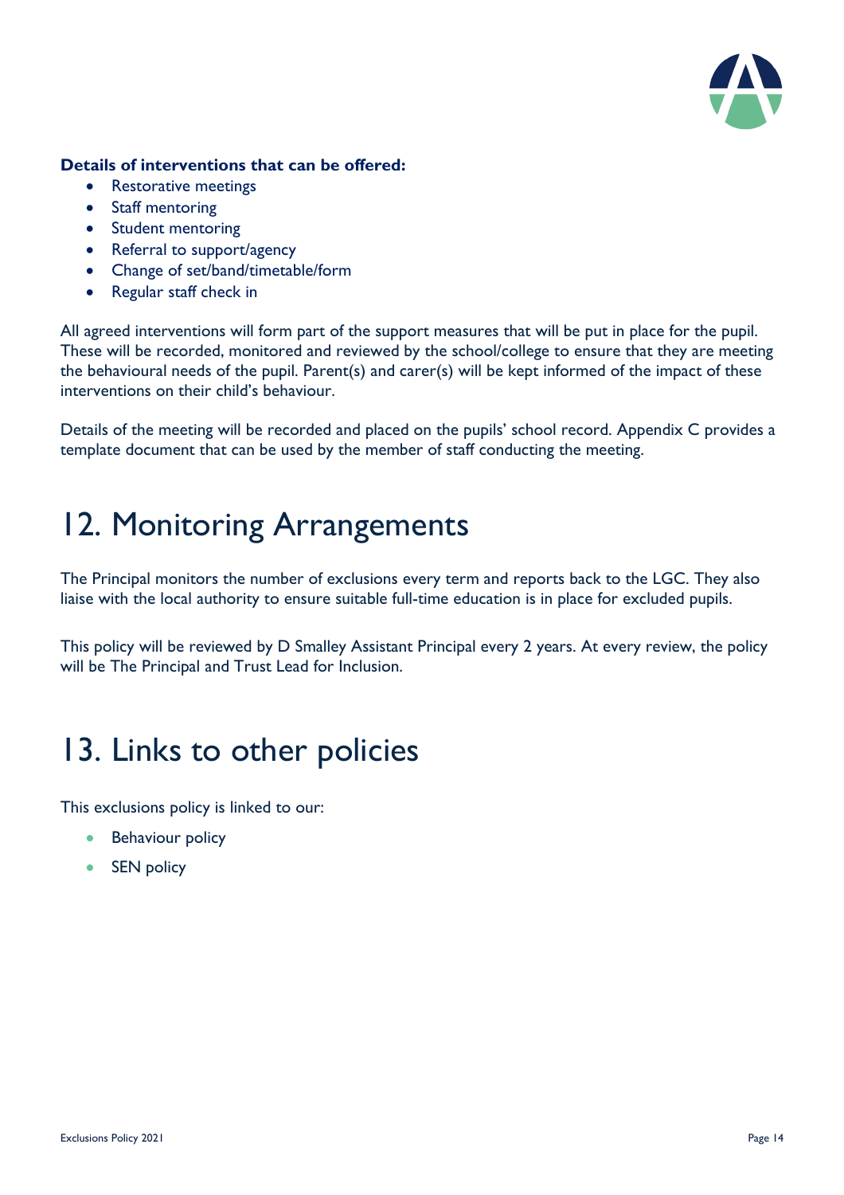**Details of interventions that can be offered:**

- Restorative meetings
- Staff mentoring
- Student mentoring
- Referral to support/agency
- Change of set/band/timetable/form
- Regular staff check in

All agreed interventions will form part of the support measures that will be put in place for the pupil. These will be recorded, monitored and reviewed by the school/college to ensure that they are meeting the behavioural needs of the pupil. Parent(s) and carer(s) will be kept informed of the impact of these interventions on their child's behaviour.

Details of the meeting will be recorded and placed on the pupils' school record. Appendix C provides a template document that can be used by the member of staff conducting the meeting.

# 12. Monitoring Arrangements

The Principal monitors the number of exclusions every term and reports back to the LGC. They also liaise with the local authority to ensure suitable full-time education is in place for excluded pupils.

This policy will be reviewed by D Smalley Assistant Principal every 2 years. At every review, the policy will be The Principal and Trust Lead for Inclusion.

# 13. Links to other policies

This exclusions policy is linked to our:

- Behaviour policy
- SEN policy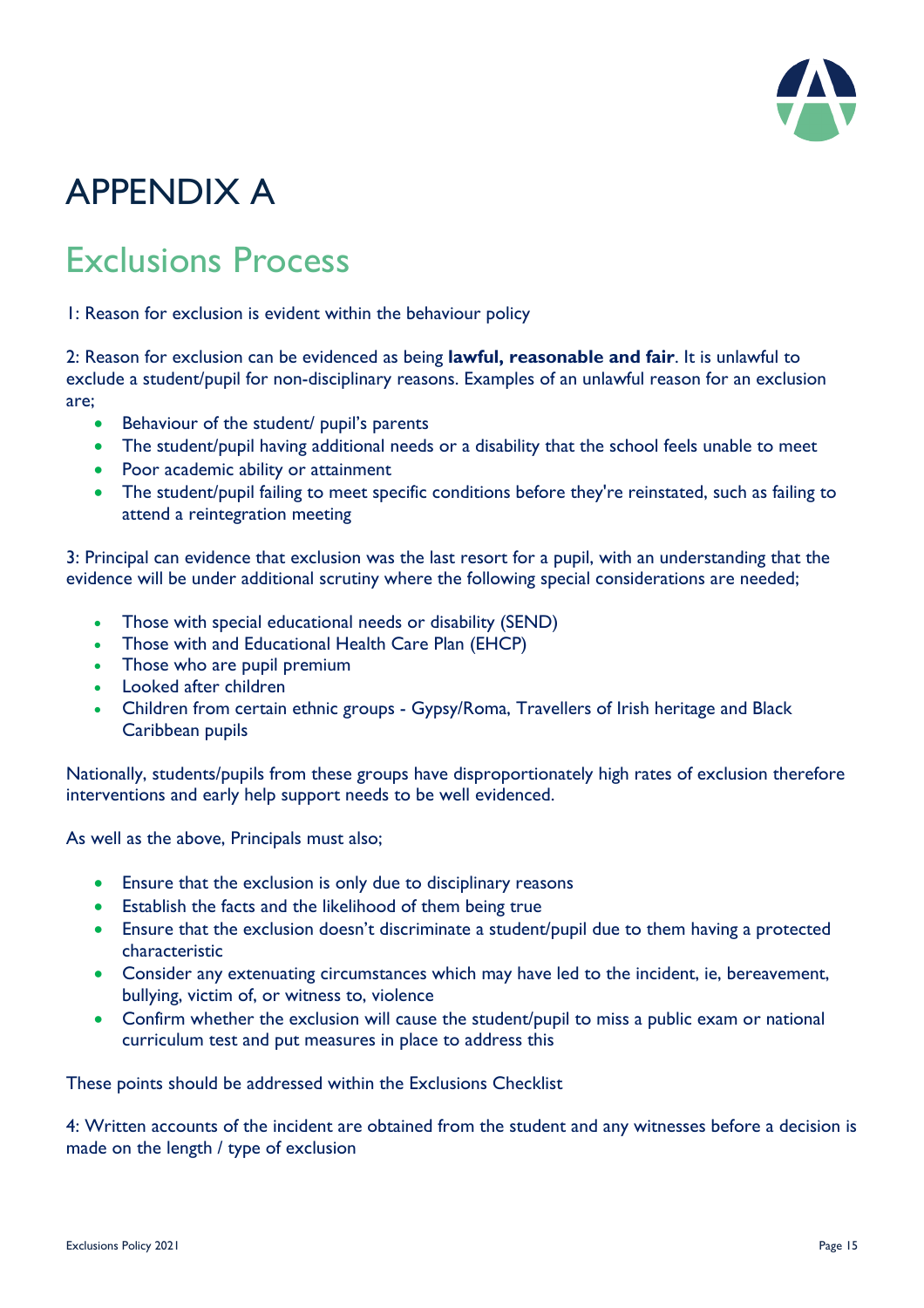# APPENDIX A

## Exclusions Process

1: Reason for exclusion is evident within the behaviour policy

2: Reason for exclusion can be evidenced as being **lawful, reasonable and fair**. It is unlawful to exclude a student/pupil for non-disciplinary reasons. Examples of an unlawful reason for an exclusion are;

- Behaviour of the student/ pupil's parents
- The student/pupil having additional needs or a disability that the school feels unable to meet
- Poor academic ability or attainment
- The student/pupil failing to meet specific conditions before they're reinstated, such as failing to attend a reintegration meeting

3: Principal can evidence that exclusion was the last resort for a pupil, with an understanding that the evidence will be under additional scrutiny where the following special considerations are needed;

- Those with special educational needs or disability (SEND)
- Those with and Educational Health Care Plan (EHCP)
- Those who are pupil premium
- Looked after children
- Children from certain ethnic groups - Gypsy/Roma, Travellers of Irish heritage and Black Caribbean pupils

Nationally, students/pupils from these groups have disproportionately high rates of exclusion therefore interventions and early help support needs to be well evidenced.

As well as the above, Principals must also;

- Ensure that the exclusion is only due to disciplinary reasons
- Establish the facts and the likelihood of them being true
- Ensure that the exclusion doesn't discriminate a student/pupil due to them having a protected characteristic
- Consider any extenuating circumstances which may have led to the incident, ie, bereavement, bullying, victim of, or witness to, violence
- Confirm whether the exclusion will cause the student/pupil to miss a public exam or national curriculum test and put measures in place to address this

These points should be addressed within the Exclusions Checklist

4: Written accounts of the incident are obtained from the student and any witnesses before a decision is made on the length / type of exclusion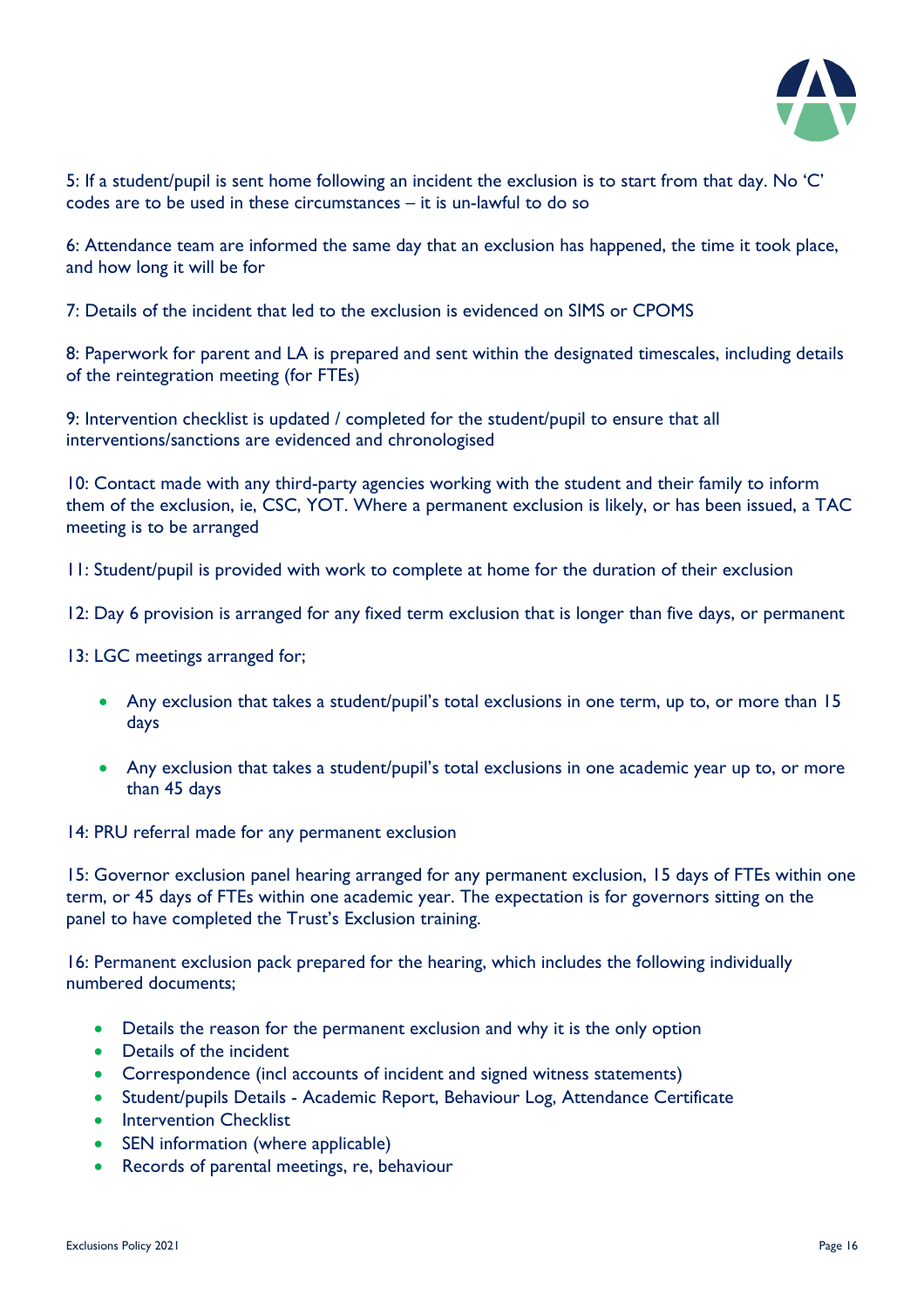5: If a student/pupil is sent home following an incident the exclusion is to start from that day. No 'C' codes are to be used in these circumstances – it is un-lawful to do so

6: Attendance team are informed the same day that an exclusion has happened, the time it took place, and how long it will be for

7: Details of the incident that led to the exclusion is evidenced on SIMS or CPOMS

8: Paperwork for parent and LA is prepared and sent within the designated timescales, including details of the reintegration meeting (for FTEs)

9: Intervention checklist is updated / completed for the student/pupil to ensure that all interventions/sanctions are evidenced and chronologised

10: Contact made with any third-party agencies working with the student and their family to inform them of the exclusion, ie, CSC, YOT. Where a permanent exclusion is likely, or has been issued, a TAC meeting is to be arranged

11: Student/pupil is provided with work to complete at home for the duration of their exclusion

12: Day 6 provision is arranged for any fixed term exclusion that is longer than five days, or permanent

13: LGC meetings arranged for;

- Any exclusion that takes a student/pupil's total exclusions in one term, up to, or more than 15 days
- Any exclusion that takes a student/pupil's total exclusions in one academic year up to, or more than 45 days

14: PRU referral made for any permanent exclusion

15: Governor exclusion panel hearing arranged for any permanent exclusion, 15 days of FTEs within one term, or 45 days of FTEs within one academic year. The expectation is for governors sitting on the panel to have completed the Trust's Exclusion training.

16: Permanent exclusion pack prepared for the hearing, which includes the following individually numbered documents;

- Details the reason for the permanent exclusion and why it is the only option
- Details of the incident
- Correspondence (incl accounts of incident and signed witness statements)
- Student/pupils Details - Academic Report, Behaviour Log, Attendance Certificate
- Intervention Checklist
- SEN information (where applicable)
- Records of parental meetings, re, behaviour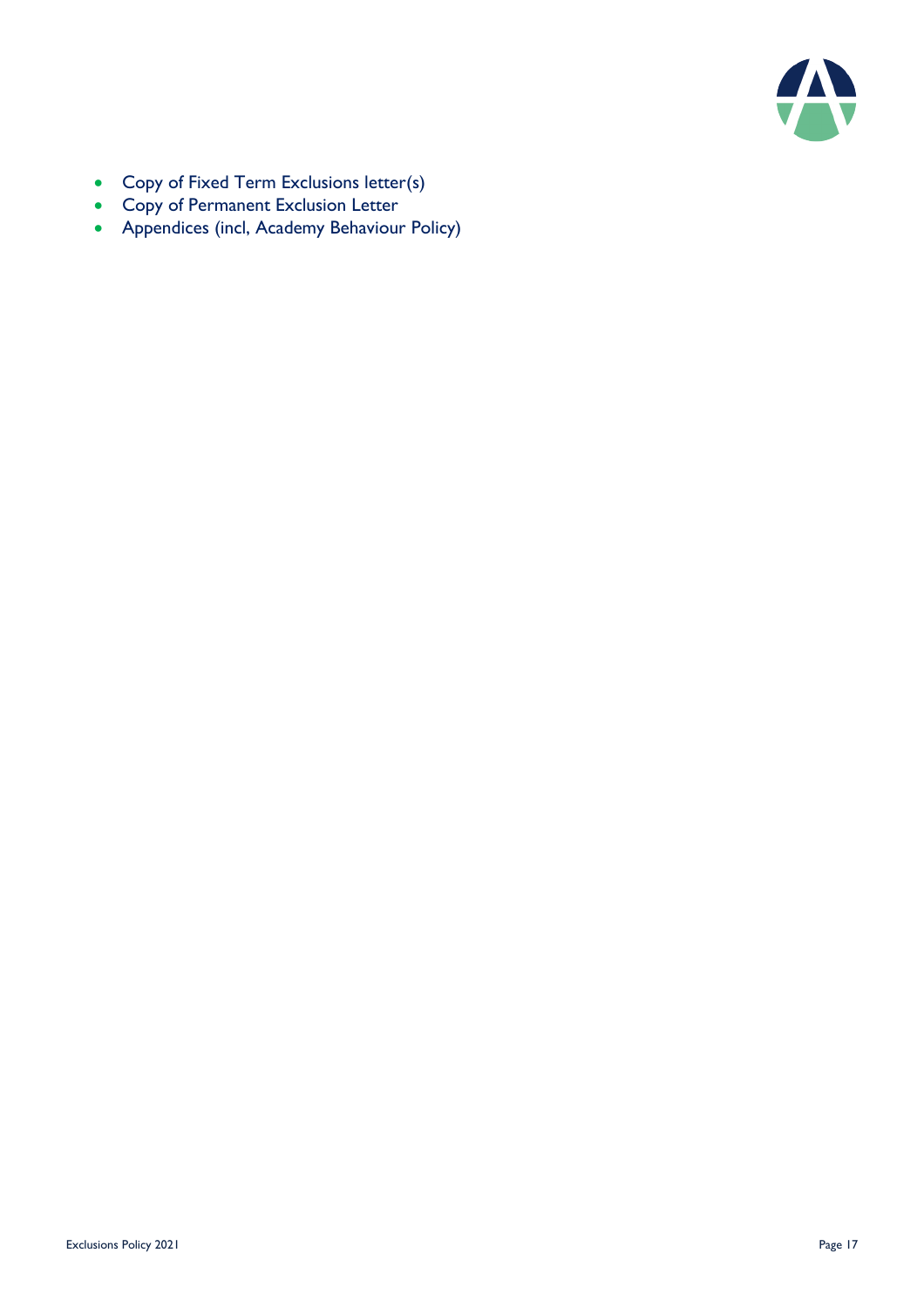- Copy of Fixed Term Exclusions letter(s)
- Copy of Permanent Exclusion Letter
- Appendices (incl, Academy Behaviour Policy)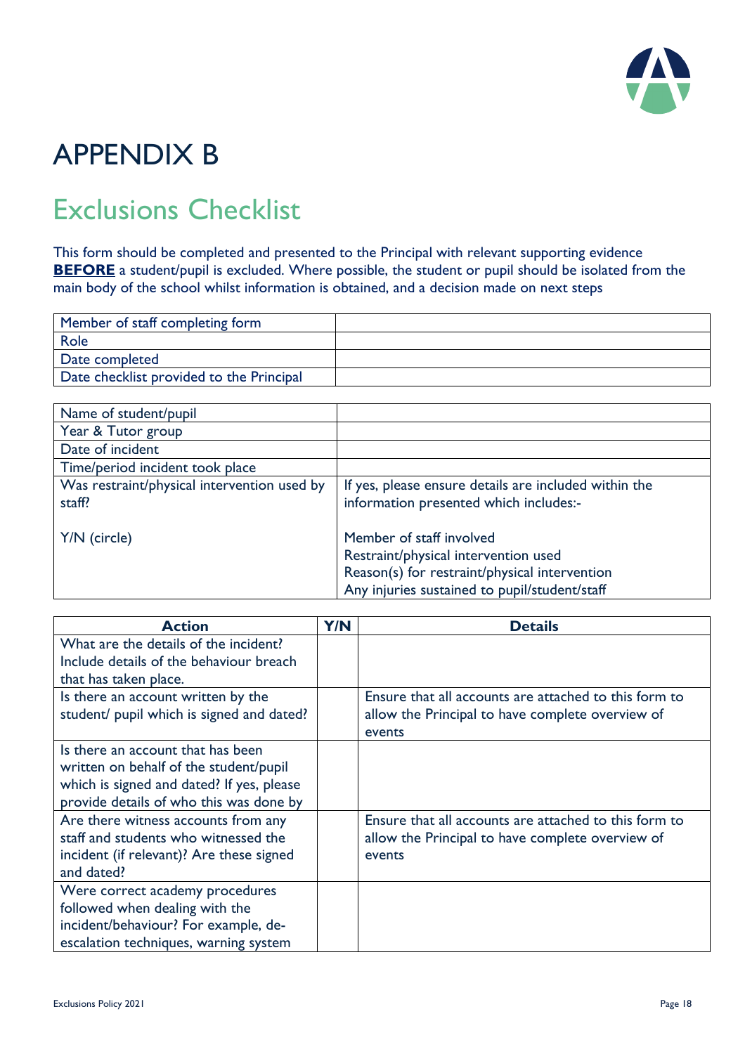# APPENDIX B

## Exclusions Checklist

This form should be completed and presented to the Principal with relevant supporting evidence **BEFORE** a student/pupil is excluded. Where possible, the student or pupil should be isolated from the main body of the school whilst information is obtained, and a decision made on next steps

| Member of staff completing form | |
|---|---|
| Role | |
| Date completed | |
| Date checklist provided to the Principal | |

| Name of student/pupil | |
|---|---|
| Year & Tutor group | |
| Date of incident | |
| Time/period incident took place | |
| Was restraint/physical intervention used by staff?<br><br>Y/N (circle) | If yes, please ensure details are included within the information presented which includes:-<br><br>Member of staff involved<br>Restraint/physical intervention used<br>Reason(s) for restraint/physical intervention<br>Any injuries sustained to pupil/student/staff |

| Action | Y/N | Details |
|---|---|---|
| What are the details of the incident? Include details of the behaviour breach that has taken place. | | |
| Is there an account written by the student/ pupil which is signed and dated? | | Ensure that all accounts are attached to this form to allow the Principal to have complete overview of events |
| Is there an account that has been written on behalf of the student/pupil which is signed and dated? If yes, please provide details of who this was done by | | |
| Are there witness accounts from any staff and students who witnessed the incident (if relevant)? Are these signed and dated? | | Ensure that all accounts are attached to this form to allow the Principal to have complete overview of events |
| Were correct academy procedures followed when dealing with the incident/behaviour? For example, de-escalation techniques, warning system | | |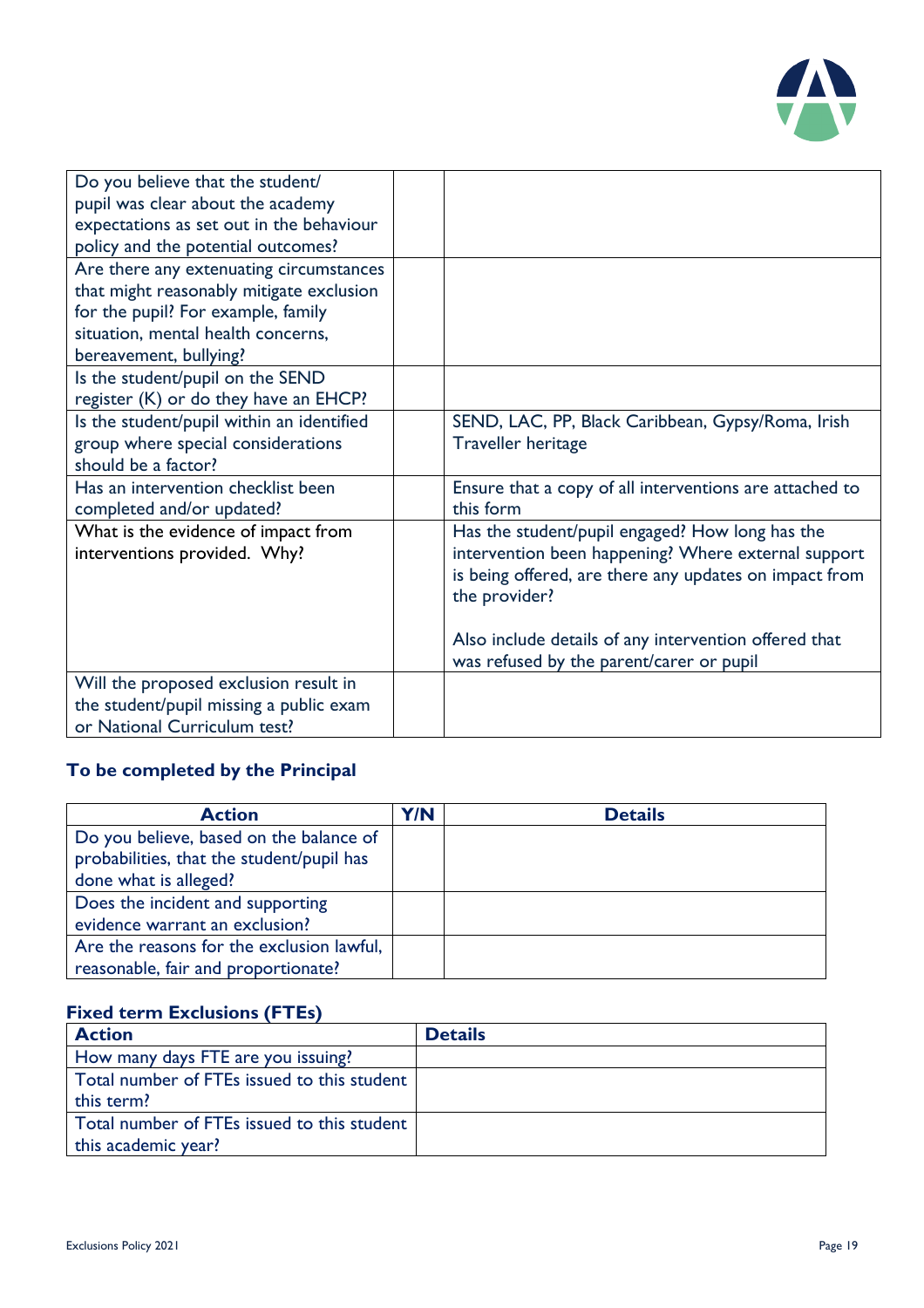| | | |
|---|---|---|
| Do you believe that the student/ pupil was clear about the academy expectations as set out in the behaviour policy and the potential outcomes? | | |
| Are there any extenuating circumstances that might reasonably mitigate exclusion for the pupil? For example, family situation, mental health concerns, bereavement, bullying? | | |
| Is the student/pupil on the SEND register (K) or do they have an EHCP? | | |
| Is the student/pupil within an identified group where special considerations should be a factor? | | SEND, LAC, PP, Black Caribbean, Gypsy/Roma, Irish Traveller heritage |
| Has an intervention checklist been completed and/or updated? | | Ensure that a copy of all interventions are attached to this form |
| What is the evidence of impact from interventions provided. Why? | | Has the student/pupil engaged? How long has the intervention been happening? Where external support is being offered, are there any updates on impact from the provider?<br><br>Also include details of any intervention offered that was refused by the parent/carer or pupil |
| Will the proposed exclusion result in the student/pupil missing a public exam or National Curriculum test? | | |

### To be completed by the Principal

| Action | Y/N | Details |
|---|---|---|
| Do you believe, based on the balance of probabilities, that the student/pupil has done what is alleged? | | |
| Does the incident and supporting evidence warrant an exclusion? | | |
| Are the reasons for the exclusion lawful, reasonable, fair and proportionate? | | |

### Fixed term Exclusions (FTEs)

| Action | Details |
|---|---|
| How many days FTE are you issuing? | |
| Total number of FTEs issued to this student this term? | |
| Total number of FTEs issued to this student this academic year? | |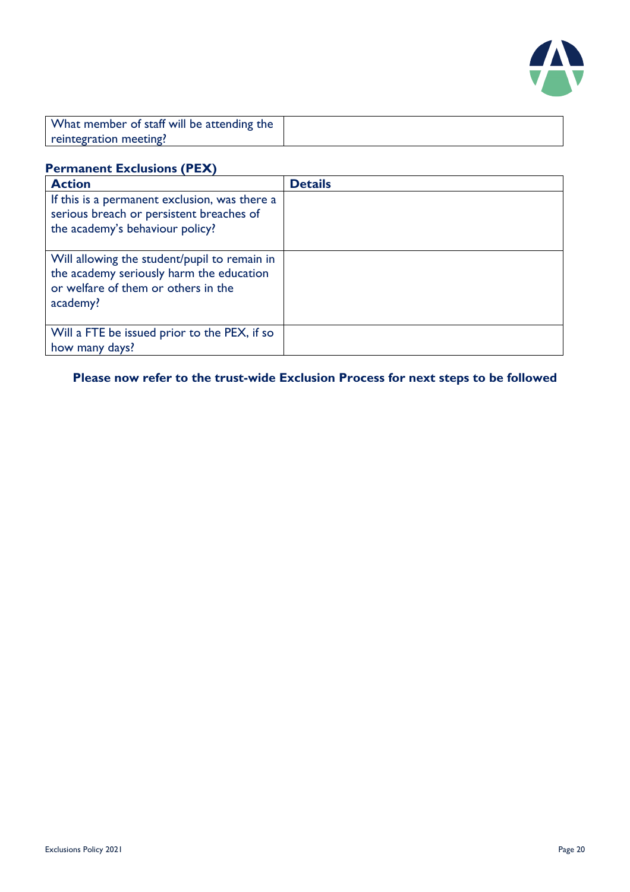| What member of staff will be attending the reintegration meeting? | |
|---|---|

### Permanent Exclusions (PEX)

| Action | Details |
|---|---|
| If this is a permanent exclusion, was there a serious breach or persistent breaches of the academy's behaviour policy? | |
| Will allowing the student/pupil to remain in the academy seriously harm the education or welfare of them or others in the academy? | |
| Will a FTE be issued prior to the PEX, if so how many days? | |

**Please now refer to the trust-wide Exclusion Process for next steps to be followed**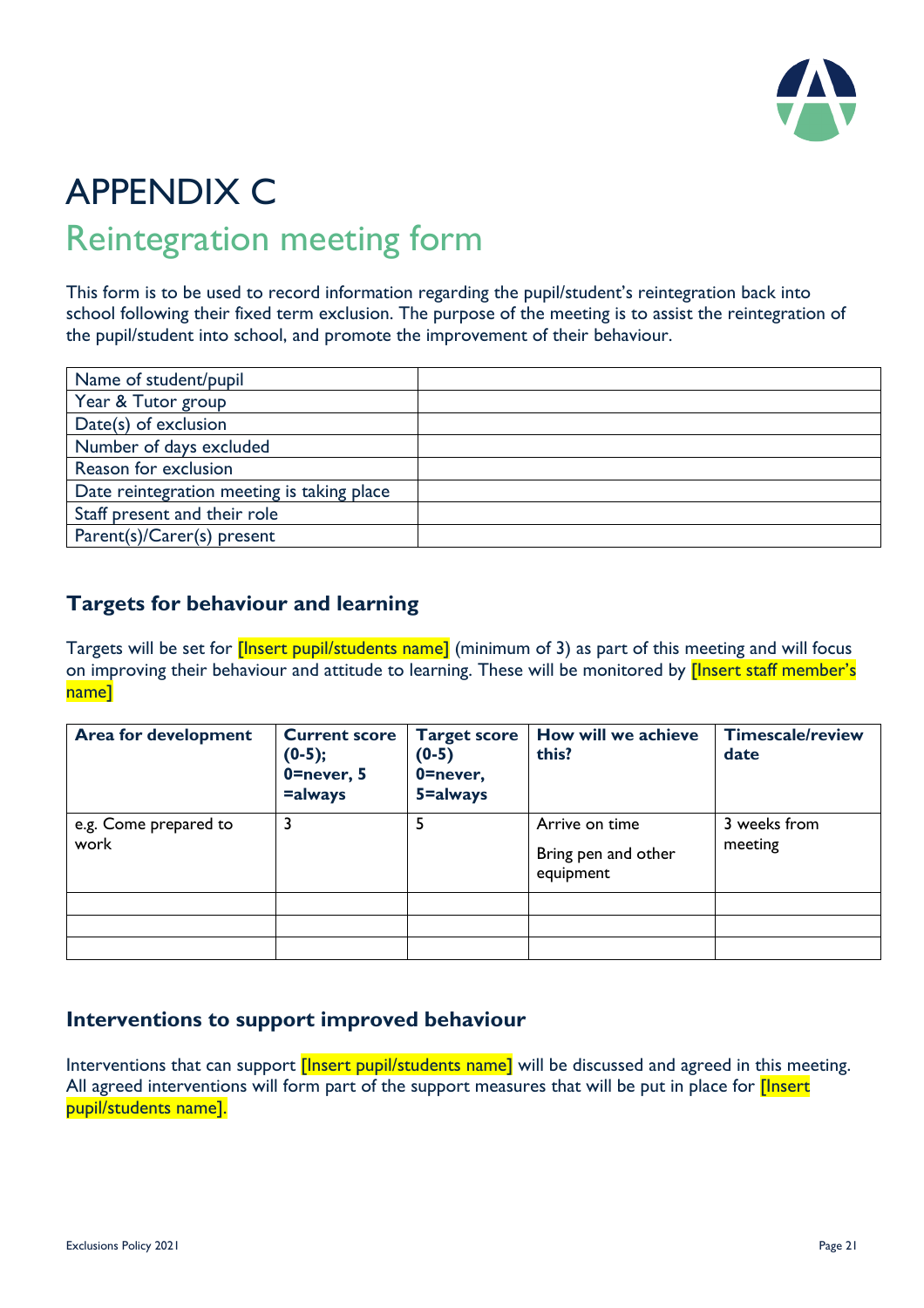# APPENDIX C

## Reintegration meeting form

This form is to be used to record information regarding the pupil/student's reintegration back into school following their fixed term exclusion. The purpose of the meeting is to assist the reintegration of the pupil/student into school, and promote the improvement of their behaviour.

| Name of student/pupil | |
|---|---|
| Year & Tutor group | |
| Date(s) of exclusion | |
| Number of days excluded | |
| Reason for exclusion | |
| Date reintegration meeting is taking place | |
| Staff present and their role | |
| Parent(s)/Carer(s) present | |

### Targets for behaviour and learning

Targets will be set for [Insert pupil/students name] (minimum of 3) as part of this meeting and will focus on improving their behaviour and attitude to learning. These will be monitored by [Insert staff member's name]

| Area for development | Current score (0-5); 0=never, 5 =always | Target score (0-5) 0=never, 5=always | How will we achieve this? | Timescale/review date |
|---|---|---|---|---|
| e.g. Come prepared to work | 3 | 5 | Arrive on time<br><br>Bring pen and other equipment | 3 weeks from meeting |
| | | | | |
| | | | | |
| | | | | |

### Interventions to support improved behaviour

Interventions that can support [Insert pupil/students name] will be discussed and agreed in this meeting. All agreed interventions will form part of the support measures that will be put in place for [Insert pupil/students name].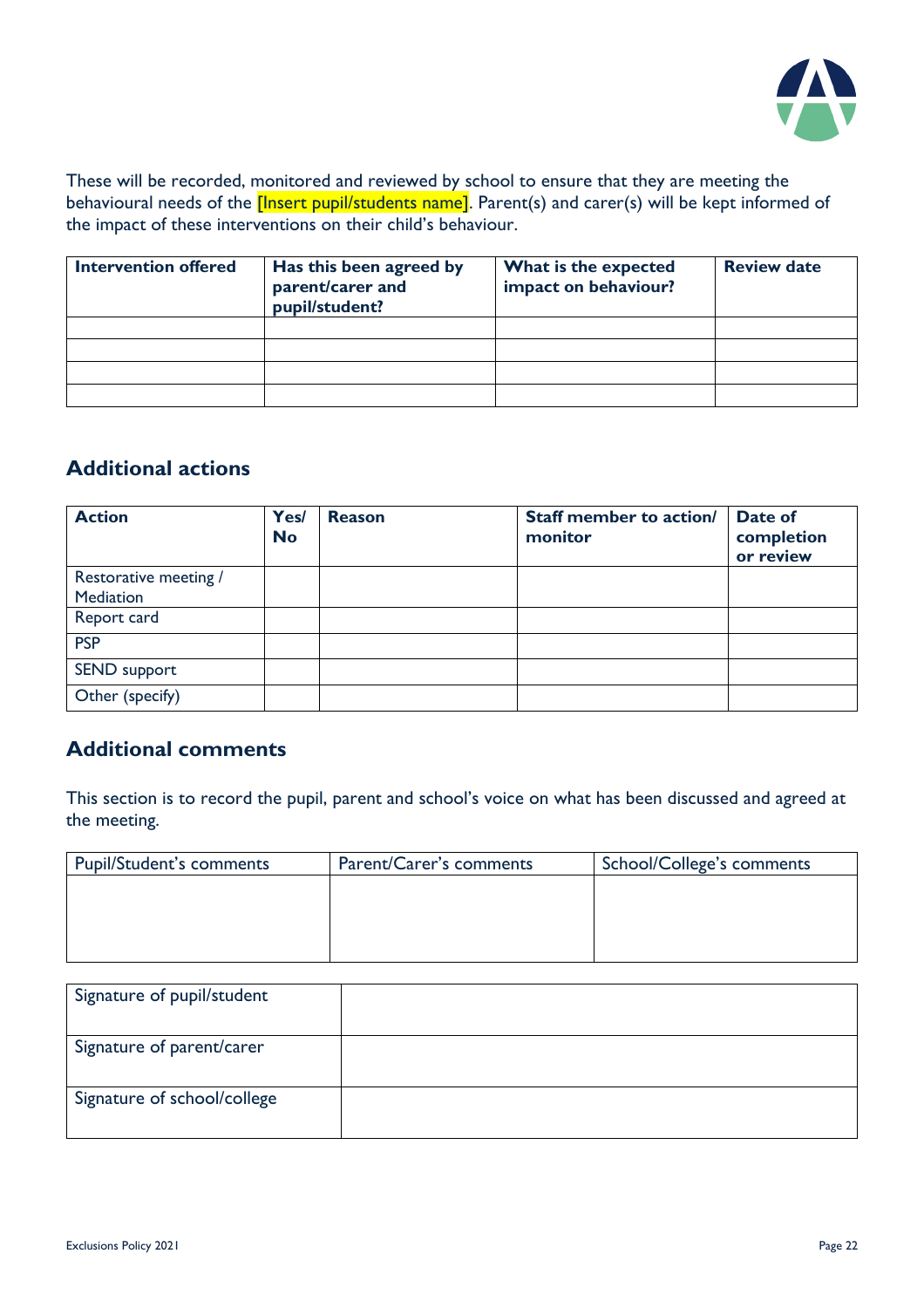These will be recorded, monitored and reviewed by school to ensure that they are meeting the behavioural needs of the [Insert pupil/students name]. Parent(s) and carer(s) will be kept informed of the impact of these interventions on their child's behaviour.

| **Intervention offered** | **Has this been agreed by parent/carer and pupil/student?** | **What is the expected impact on behaviour?** | **Review date** |
|---|---|---|---|
| | | | |
| | | | |
| | | | |
| | | | |

## Additional actions

| **Action** | **Yes/ No** | **Reason** | **Staff member to action/ monitor** | **Date of completion or review** |
|---|---|---|---|---|
| Restorative meeting / Mediation | | | | |
| Report card | | | | |
| PSP | | | | |
| SEND support | | | | |
| Other (specify) | | | | |

## Additional comments

This section is to record the pupil, parent and school's voice on what has been discussed and agreed at the meeting.

| Pupil/Student's comments | Parent/Carer's comments | School/College's comments |
|---|---|---|
| | | |

| | |
|---|---|
| Signature of pupil/student | |
| Signature of parent/carer | |
| Signature of school/college | |